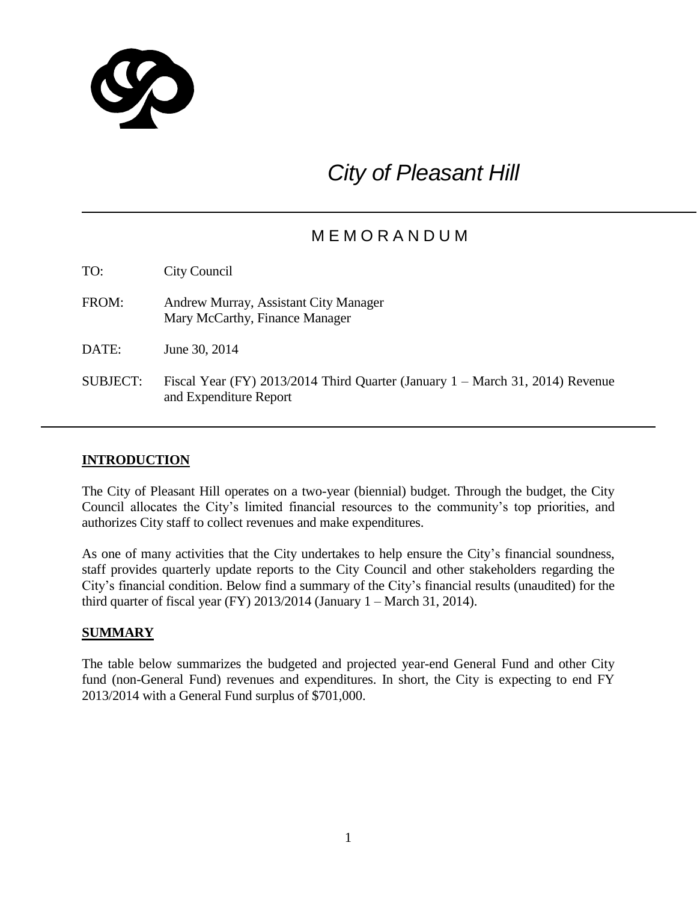# *City of Pleasant Hill*

## M E M O R A N D U M

TO: City Council

FROM: Andrew Murray, Assistant City Manager
Mary McCarthy, Finance Manager

DATE: June 30, 2014

SUBJECT: Fiscal Year (FY) 2013/2014 Third Quarter (January 1 – March 31, 2014) Revenue and Expenditure Report

## INTRODUCTION

The City of Pleasant Hill operates on a two-year (biennial) budget. Through the budget, the City Council allocates the City's limited financial resources to the community's top priorities, and authorizes City staff to collect revenues and make expenditures.

As one of many activities that the City undertakes to help ensure the City's financial soundness, staff provides quarterly update reports to the City Council and other stakeholders regarding the City's financial condition. Below find a summary of the City's financial results (unaudited) for the third quarter of fiscal year (FY) 2013/2014 (January 1 – March 31, 2014).

## SUMMARY

The table below summarizes the budgeted and projected year-end General Fund and other City fund (non-General Fund) revenues and expenditures. In short, the City is expecting to end FY 2013/2014 with a General Fund surplus of $701,000.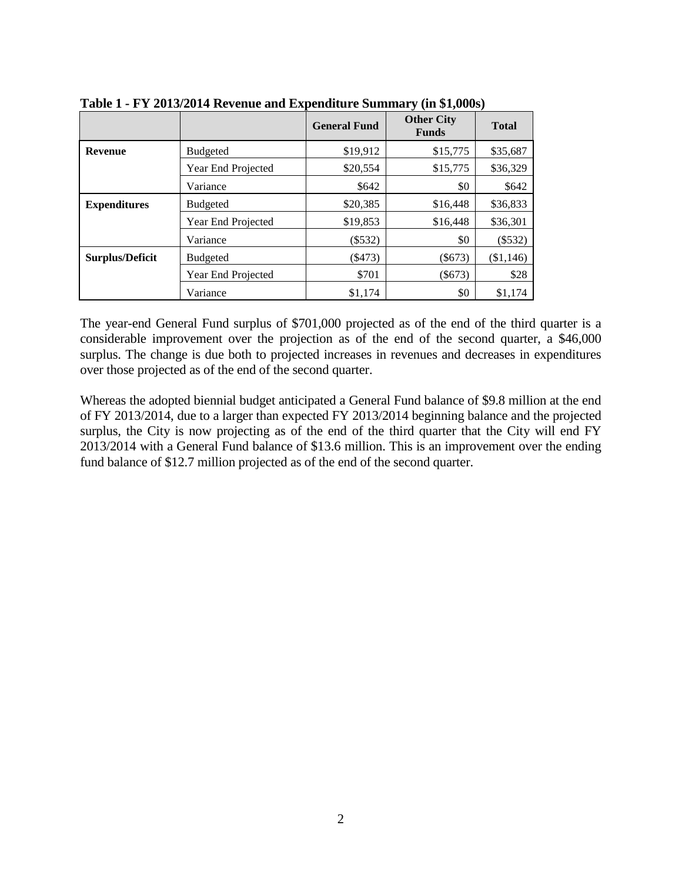**Table 1 - FY 2013/2014 Revenue and Expenditure Summary (in $1,000s)**

| | | General Fund | Other City Funds | Total |
|---|---|---|---|---|
| **Revenue** | Budgeted | $19,912 | $15,775 | $35,687 |
| | Year End Projected | $20,554 | $15,775 | $36,329 |
| | Variance | $642 | $0 | $642 |
| **Expenditures** | Budgeted | $20,385 | $16,448 | $36,833 |
| | Year End Projected | $19,853 | $16,448 | $36,301 |
| | Variance | ($532) | $0 | ($532) |
| **Surplus/Deficit** | Budgeted | ($473) | ($673) | ($1,146) |
| | Year End Projected | $701 | ($673) | $28 |
| | Variance | $1,174 | $0 | $1,174 |

The year-end General Fund surplus of $701,000 projected as of the end of the third quarter is a considerable improvement over the projection as of the end of the second quarter, a $46,000 surplus. The change is due both to projected increases in revenues and decreases in expenditures over those projected as of the end of the second quarter.

Whereas the adopted biennial budget anticipated a General Fund balance of $9.8 million at the end of FY 2013/2014, due to a larger than expected FY 2013/2014 beginning balance and the projected surplus, the City is now projecting as of the end of the third quarter that the City will end FY 2013/2014 with a General Fund balance of $13.6 million. This is an improvement over the ending fund balance of $12.7 million projected as of the end of the second quarter.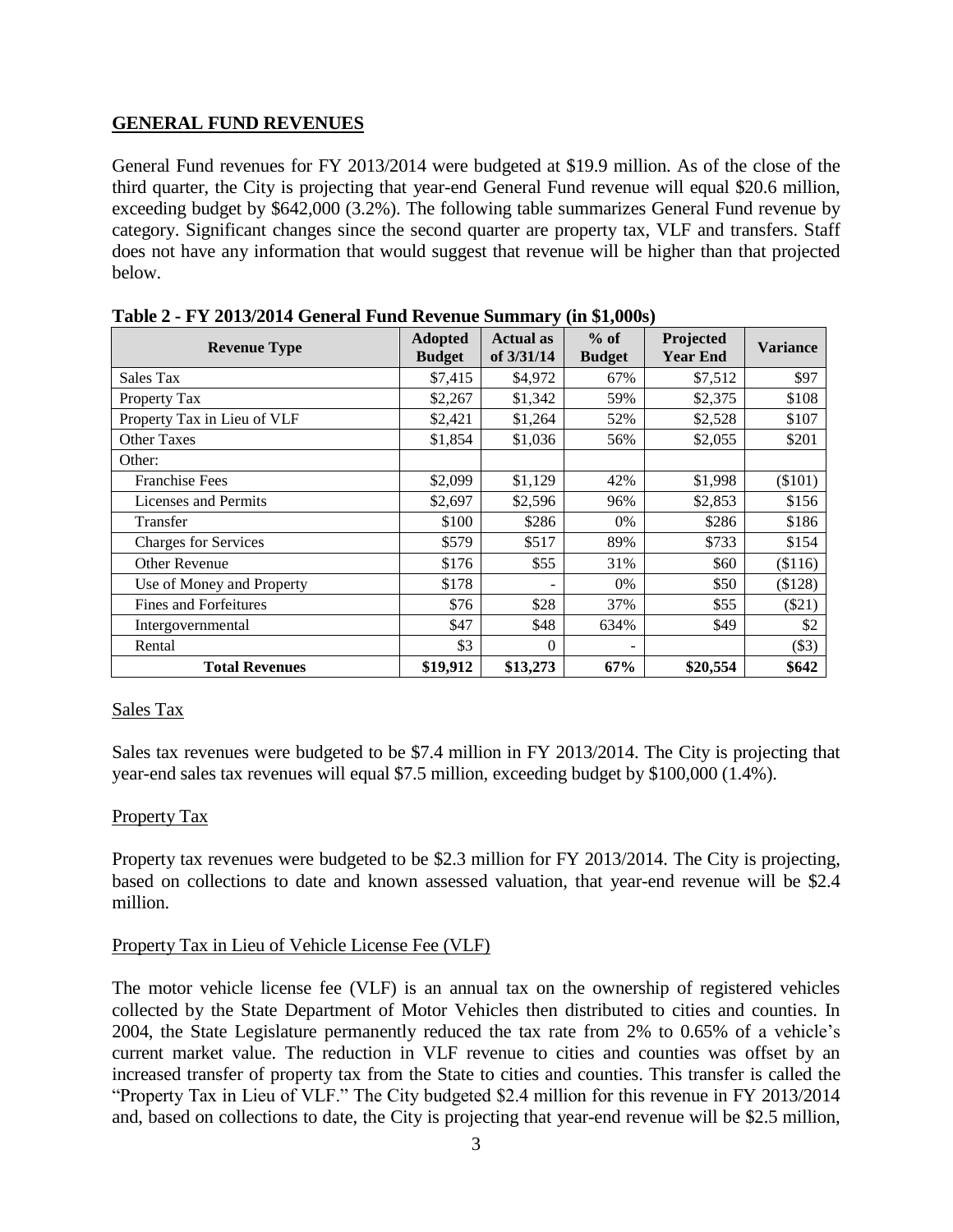## GENERAL FUND REVENUES

General Fund revenues for FY 2013/2014 were budgeted at $19.9 million. As of the close of the third quarter, the City is projecting that year-end General Fund revenue will equal $20.6 million, exceeding budget by $642,000 (3.2%). The following table summarizes General Fund revenue by category. Significant changes since the second quarter are property tax, VLF and transfers. Staff does not have any information that would suggest that revenue will be higher than that projected below.

**Table 2 - FY 2013/2014 General Fund Revenue Summary (in $1,000s)**

| Revenue Type | Adopted Budget | Actual as of 3/31/14 | % of Budget | Projected Year End | Variance |
|---|---|---|---|---|---|
| Sales Tax | $7,415 | $4,972 | 67% | $7,512 | $97 |
| Property Tax | $2,267 | $1,342 | 59% | $2,375 | $108 |
| Property Tax in Lieu of VLF | $2,421 | $1,264 | 52% | $2,528 | $107 |
| Other Taxes | $1,854 | $1,036 | 56% | $2,055 | $201 |
| Other: | | | | | |
| Franchise Fees | $2,099 | $1,129 | 42% | $1,998 | ($101) |
| Licenses and Permits | $2,697 | $2,596 | 96% | $2,853 | $156 |
| Transfer | $100 | $286 | 0% | $286 | $186 |
| Charges for Services | $579 | $517 | 89% | $733 | $154 |
| Other Revenue | $176 | $55 | 31% | $60 | ($116) |
| Use of Money and Property | $178 | - | 0% | $50 | ($128) |
| Fines and Forfeitures | $76 | $28 | 37% | $55 | ($21) |
| Intergovernmental | $47 | $48 | 634% | $49 | $2 |
| Rental | $3 | 0 | - | | ($3) |
| **Total Revenues** | **$19,912** | **$13,273** | **67%** | **$20,554** | **$642** |

### Sales Tax

Sales tax revenues were budgeted to be $7.4 million in FY 2013/2014. The City is projecting that year-end sales tax revenues will equal $7.5 million, exceeding budget by $100,000 (1.4%).

### Property Tax

Property tax revenues were budgeted to be $2.3 million for FY 2013/2014. The City is projecting, based on collections to date and known assessed valuation, that year-end revenue will be $2.4 million.

### Property Tax in Lieu of Vehicle License Fee (VLF)

The motor vehicle license fee (VLF) is an annual tax on the ownership of registered vehicles collected by the State Department of Motor Vehicles then distributed to cities and counties. In 2004, the State Legislature permanently reduced the tax rate from 2% to 0.65% of a vehicle's current market value. The reduction in VLF revenue to cities and counties was offset by an increased transfer of property tax from the State to cities and counties. This transfer is called the "Property Tax in Lieu of VLF." The City budgeted $2.4 million for this revenue in FY 2013/2014 and, based on collections to date, the City is projecting that year-end revenue will be $2.5 million,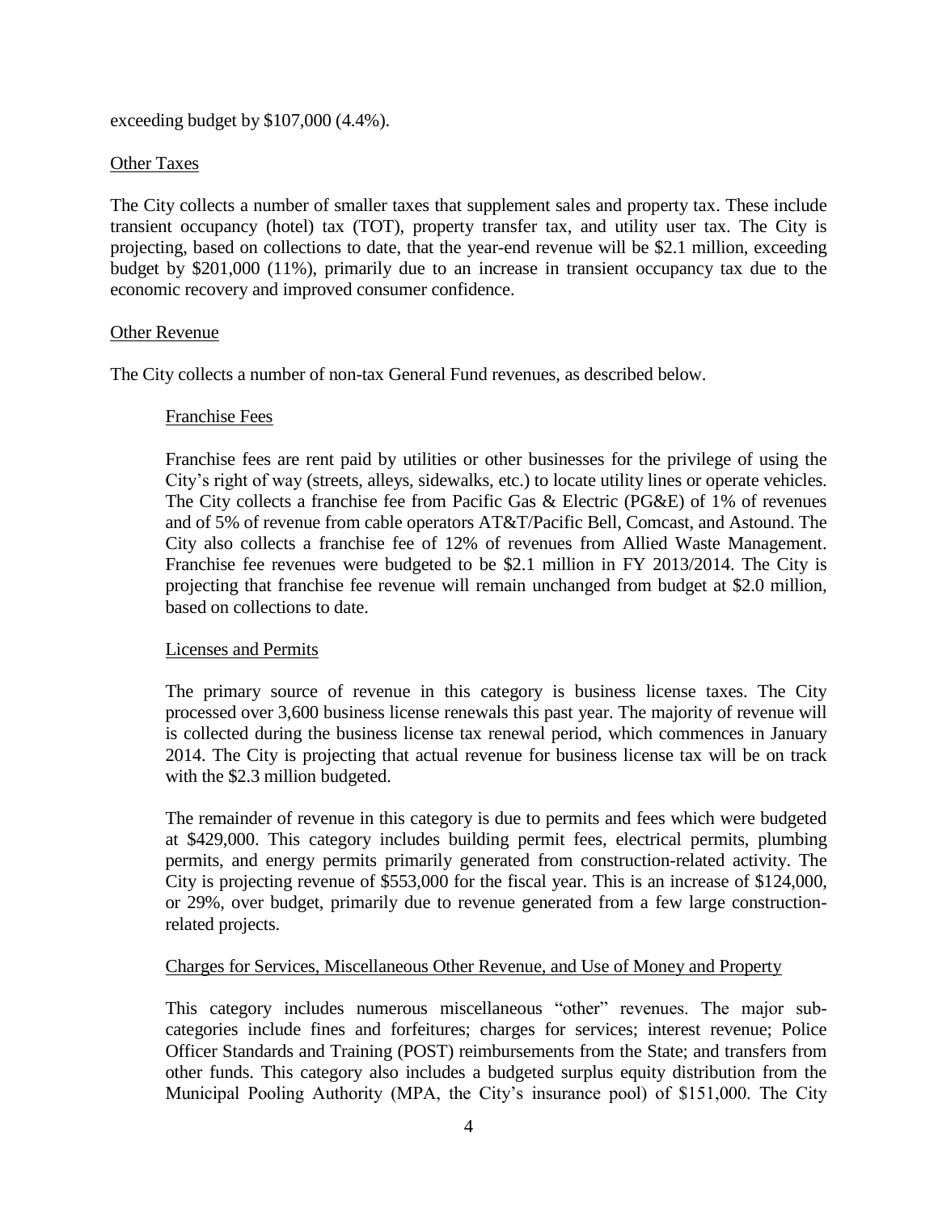exceeding budget by $107,000 (4.4%).

## Other Taxes

The City collects a number of smaller taxes that supplement sales and property tax. These include transient occupancy (hotel) tax (TOT), property transfer tax, and utility user tax. The City is projecting, based on collections to date, that the year-end revenue will be $2.1 million, exceeding budget by $201,000 (11%), primarily due to an increase in transient occupancy tax due to the economic recovery and improved consumer confidence.

## Other Revenue

The City collects a number of non-tax General Fund revenues, as described below.

### Franchise Fees

Franchise fees are rent paid by utilities or other businesses for the privilege of using the City's right of way (streets, alleys, sidewalks, etc.) to locate utility lines or operate vehicles. The City collects a franchise fee from Pacific Gas & Electric (PG&E) of 1% of revenues and of 5% of revenue from cable operators AT&T/Pacific Bell, Comcast, and Astound. The City also collects a franchise fee of 12% of revenues from Allied Waste Management. Franchise fee revenues were budgeted to be $2.1 million in FY 2013/2014. The City is projecting that franchise fee revenue will remain unchanged from budget at $2.0 million, based on collections to date.

### Licenses and Permits

The primary source of revenue in this category is business license taxes. The City processed over 3,600 business license renewals this past year. The majority of revenue will is collected during the business license tax renewal period, which commences in January 2014. The City is projecting that actual revenue for business license tax will be on track with the $2.3 million budgeted.

The remainder of revenue in this category is due to permits and fees which were budgeted at $429,000. This category includes building permit fees, electrical permits, plumbing permits, and energy permits primarily generated from construction-related activity. The City is projecting revenue of $553,000 for the fiscal year. This is an increase of $124,000, or 29%, over budget, primarily due to revenue generated from a few large construction-related projects.

### Charges for Services, Miscellaneous Other Revenue, and Use of Money and Property

This category includes numerous miscellaneous "other" revenues. The major sub-categories include fines and forfeitures; charges for services; interest revenue; Police Officer Standards and Training (POST) reimbursements from the State; and transfers from other funds. This category also includes a budgeted surplus equity distribution from the Municipal Pooling Authority (MPA, the City's insurance pool) of $151,000. The City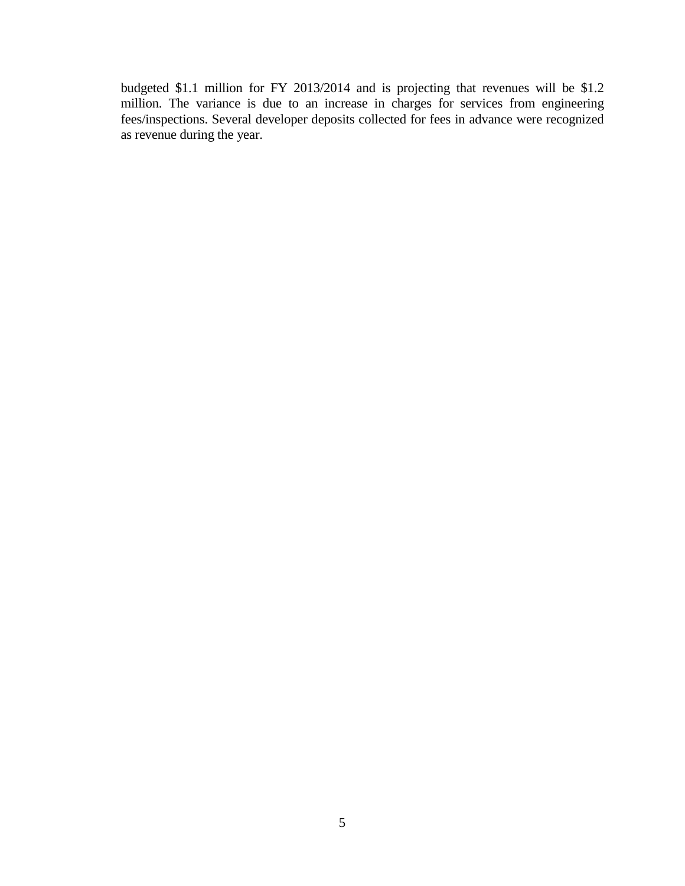budgeted $1.1 million for FY 2013/2014 and is projecting that revenues will be $1.2 million. The variance is due to an increase in charges for services from engineering fees/inspections. Several developer deposits collected for fees in advance were recognized as revenue during the year.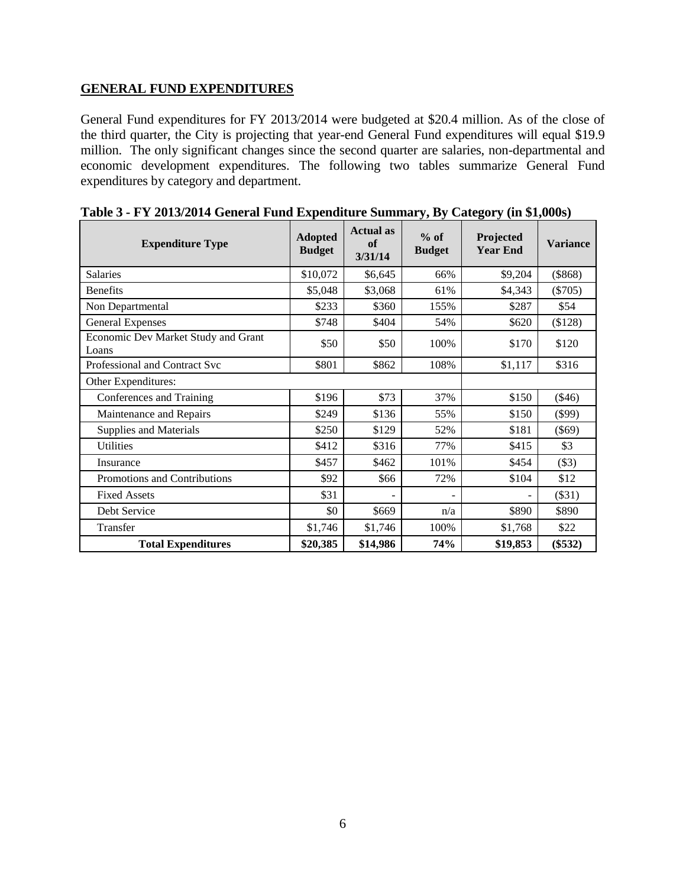## GENERAL FUND EXPENDITURES

General Fund expenditures for FY 2013/2014 were budgeted at $20.4 million. As of the close of the third quarter, the City is projecting that year-end General Fund expenditures will equal $19.9 million. The only significant changes since the second quarter are salaries, non-departmental and economic development expenditures. The following two tables summarize General Fund expenditures by category and department.

**Table 3 - FY 2013/2014 General Fund Expenditure Summary, By Category (in $1,000s)**

| Expenditure Type | Adopted Budget | Actual as of 3/31/14 | % of Budget | Projected Year End | Variance |
|---|---|---|---|---|---|
| Salaries | $10,072 | $6,645 | 66% | $9,204 | ($868) |
| Benefits | $5,048 | $3,068 | 61% | $4,343 | ($705) |
| Non Departmental | $233 | $360 | 155% | $287 | $54 |
| General Expenses | $748 | $404 | 54% | $620 | ($128) |
| Economic Dev Market Study and Grant Loans | $50 | $50 | 100% | $170 | $120 |
| Professional and Contract Svc | $801 | $862 | 108% | $1,117 | $316 |
| Other Expenditures: | | | | | |
| Conferences and Training | $196 | $73 | 37% | $150 | ($46) |
| Maintenance and Repairs | $249 | $136 | 55% | $150 | ($99) |
| Supplies and Materials | $250 | $129 | 52% | $181 | ($69) |
| Utilities | $412 | $316 | 77% | $415 | $3 |
| Insurance | $457 | $462 | 101% | $454 | ($3) |
| Promotions and Contributions | $92 | $66 | 72% | $104 | $12 |
| Fixed Assets | $31 | - | - | - | ($31) |
| Debt Service | $0 | $669 | n/a | $890 | $890 |
| Transfer | $1,746 | $1,746 | 100% | $1,768 | $22 |
| **Total Expenditures** | **$20,385** | **$14,986** | **74%** | **$19,853** | **($532)** |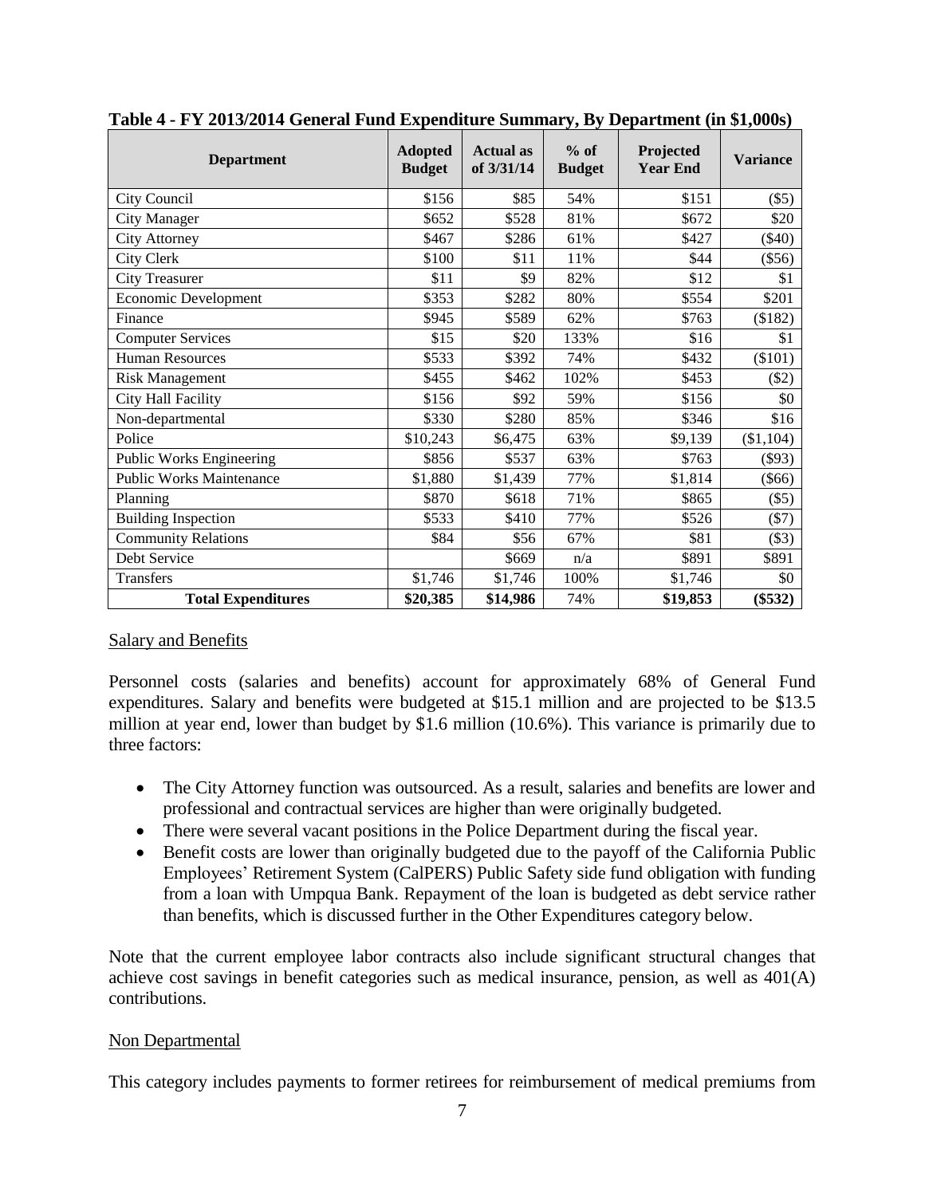**Table 4 - FY 2013/2014 General Fund Expenditure Summary, By Department (in $1,000s)**

| Department | Adopted Budget | Actual as of 3/31/14 | % of Budget | Projected Year End | Variance |
|---|---|---|---|---|---|
| City Council | $156 | $85 | 54% | $151 | ($5) |
| City Manager | $652 | $528 | 81% | $672 | $20 |
| City Attorney | $467 | $286 | 61% | $427 | ($40) |
| City Clerk | $100 | $11 | 11% | $44 | ($56) |
| City Treasurer | $11 | $9 | 82% | $12 | $1 |
| Economic Development | $353 | $282 | 80% | $554 | $201 |
| Finance | $945 | $589 | 62% | $763 | ($182) |
| Computer Services | $15 | $20 | 133% | $16 | $1 |
| Human Resources | $533 | $392 | 74% | $432 | ($101) |
| Risk Management | $455 | $462 | 102% | $453 | ($2) |
| City Hall Facility | $156 | $92 | 59% | $156 | $0 |
| Non-departmental | $330 | $280 | 85% | $346 | $16 |
| Police | $10,243 | $6,475 | 63% | $9,139 | ($1,104) |
| Public Works Engineering | $856 | $537 | 63% | $763 | ($93) |
| Public Works Maintenance | $1,880 | $1,439 | 77% | $1,814 | ($66) |
| Planning | $870 | $618 | 71% | $865 | ($5) |
| Building Inspection | $533 | $410 | 77% | $526 | ($7) |
| Community Relations | $84 | $56 | 67% | $81 | ($3) |
| Debt Service | | $669 | n/a | $891 | $891 |
| Transfers | $1,746 | $1,746 | 100% | $1,746 | $0 |
| **Total Expenditures** | **$20,385** | **$14,986** | 74% | **$19,853** | **($532)** |

Salary and Benefits

Personnel costs (salaries and benefits) account for approximately 68% of General Fund expenditures. Salary and benefits were budgeted at $15.1 million and are projected to be $13.5 million at year end, lower than budget by $1.6 million (10.6%). This variance is primarily due to three factors:

- The City Attorney function was outsourced. As a result, salaries and benefits are lower and professional and contractual services are higher than were originally budgeted.
- There were several vacant positions in the Police Department during the fiscal year.
- Benefit costs are lower than originally budgeted due to the payoff of the California Public Employees' Retirement System (CalPERS) Public Safety side fund obligation with funding from a loan with Umpqua Bank. Repayment of the loan is budgeted as debt service rather than benefits, which is discussed further in the Other Expenditures category below.

Note that the current employee labor contracts also include significant structural changes that achieve cost savings in benefit categories such as medical insurance, pension, as well as 401(A) contributions.

Non Departmental

This category includes payments to former retirees for reimbursement of medical premiums from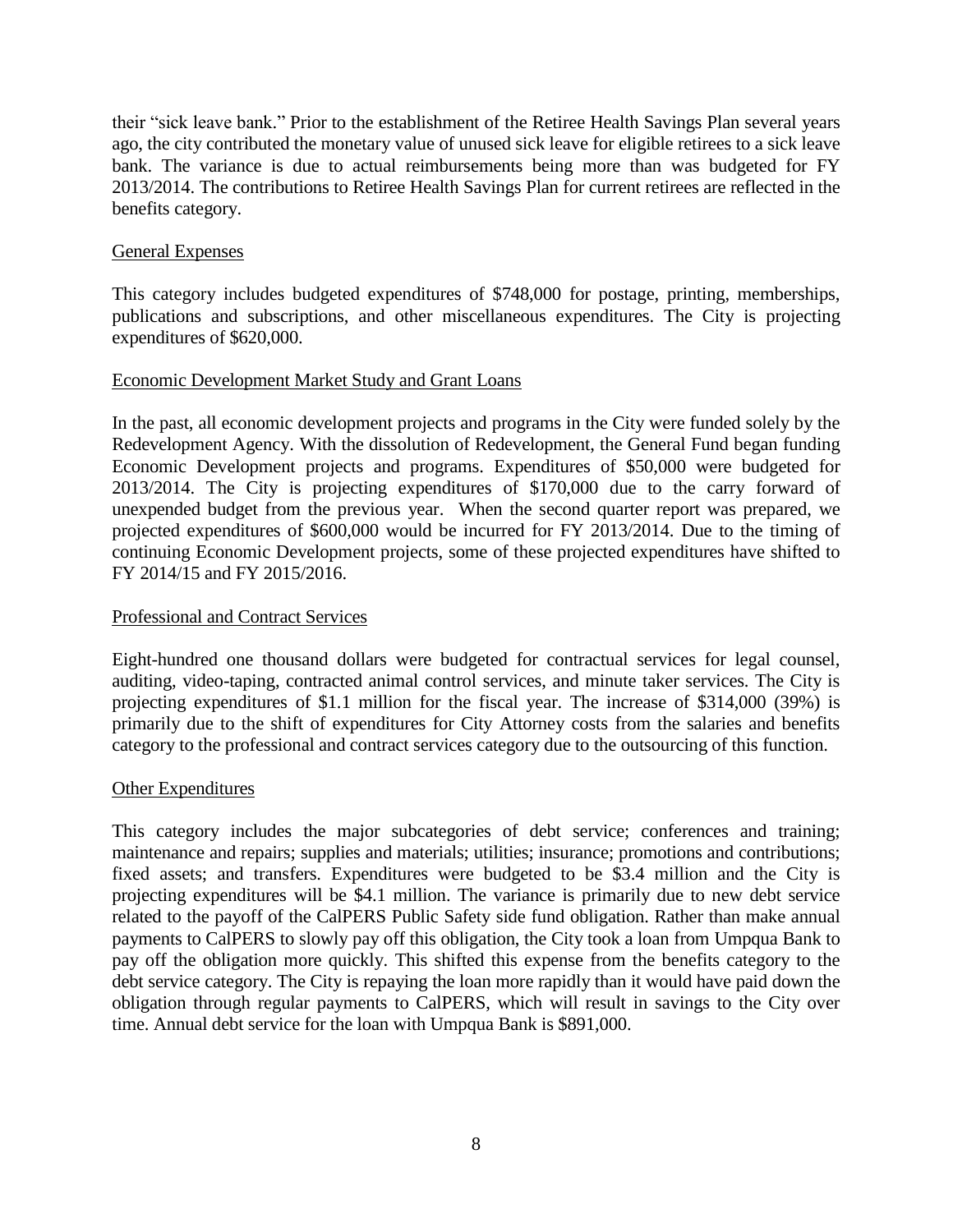their "sick leave bank." Prior to the establishment of the Retiree Health Savings Plan several years ago, the city contributed the monetary value of unused sick leave for eligible retirees to a sick leave bank. The variance is due to actual reimbursements being more than was budgeted for FY 2013/2014. The contributions to Retiree Health Savings Plan for current retirees are reflected in the benefits category.

## General Expenses

This category includes budgeted expenditures of $748,000 for postage, printing, memberships, publications and subscriptions, and other miscellaneous expenditures. The City is projecting expenditures of $620,000.

## Economic Development Market Study and Grant Loans

In the past, all economic development projects and programs in the City were funded solely by the Redevelopment Agency. With the dissolution of Redevelopment, the General Fund began funding Economic Development projects and programs. Expenditures of $50,000 were budgeted for 2013/2014. The City is projecting expenditures of $170,000 due to the carry forward of unexpended budget from the previous year. When the second quarter report was prepared, we projected expenditures of $600,000 would be incurred for FY 2013/2014. Due to the timing of continuing Economic Development projects, some of these projected expenditures have shifted to FY 2014/15 and FY 2015/2016.

## Professional and Contract Services

Eight-hundred one thousand dollars were budgeted for contractual services for legal counsel, auditing, video-taping, contracted animal control services, and minute taker services. The City is projecting expenditures of $1.1 million for the fiscal year. The increase of $314,000 (39%) is primarily due to the shift of expenditures for City Attorney costs from the salaries and benefits category to the professional and contract services category due to the outsourcing of this function.

## Other Expenditures

This category includes the major subcategories of debt service; conferences and training; maintenance and repairs; supplies and materials; utilities; insurance; promotions and contributions; fixed assets; and transfers. Expenditures were budgeted to be $3.4 million and the City is projecting expenditures will be $4.1 million. The variance is primarily due to new debt service related to the payoff of the CalPERS Public Safety side fund obligation. Rather than make annual payments to CalPERS to slowly pay off this obligation, the City took a loan from Umpqua Bank to pay off the obligation more quickly. This shifted this expense from the benefits category to the debt service category. The City is repaying the loan more rapidly than it would have paid down the obligation through regular payments to CalPERS, which will result in savings to the City over time. Annual debt service for the loan with Umpqua Bank is $891,000.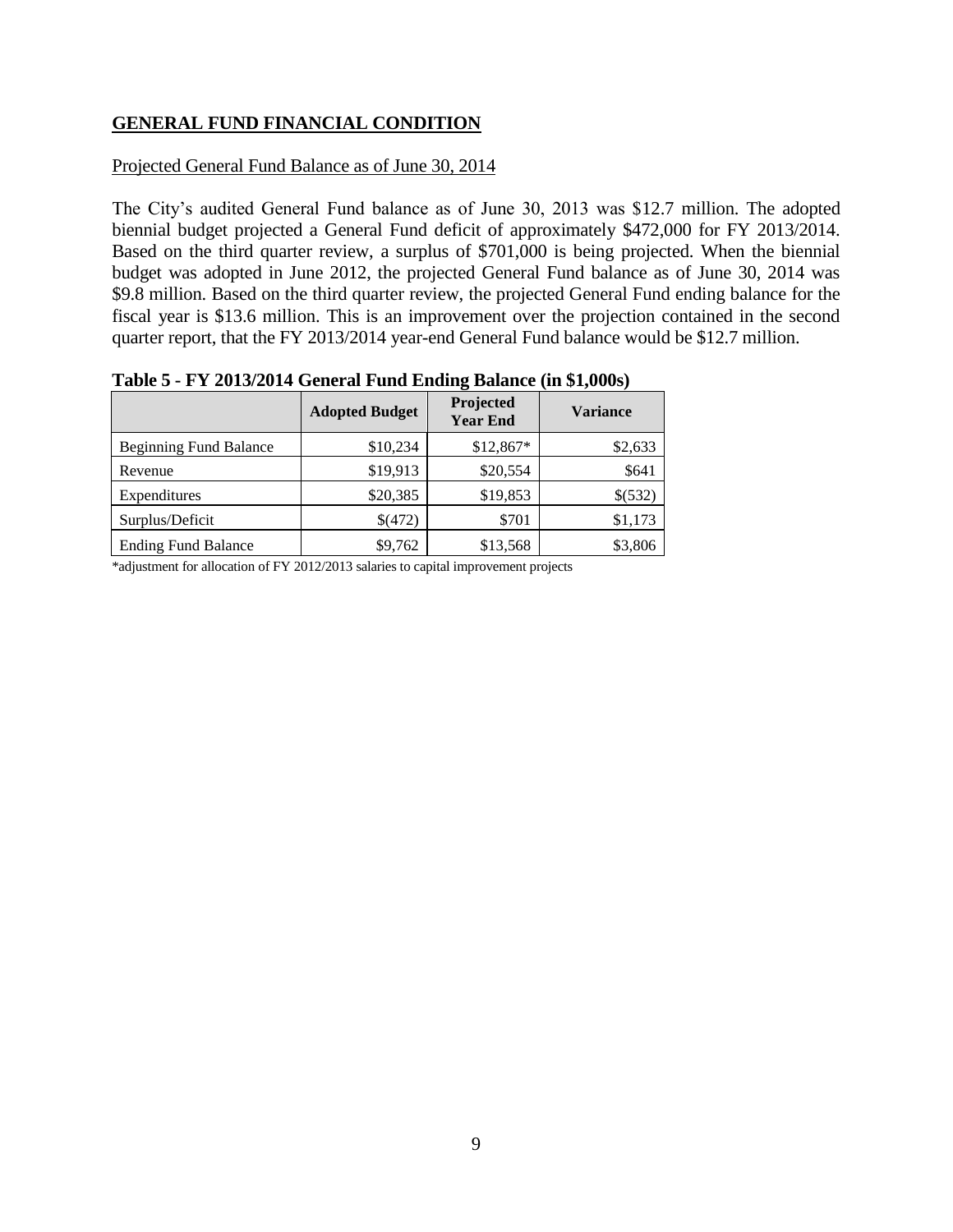## GENERAL FUND FINANCIAL CONDITION

Projected General Fund Balance as of June 30, 2014

The City's audited General Fund balance as of June 30, 2013 was $12.7 million. The adopted biennial budget projected a General Fund deficit of approximately $472,000 for FY 2013/2014. Based on the third quarter review, a surplus of $701,000 is being projected. When the biennial budget was adopted in June 2012, the projected General Fund balance as of June 30, 2014 was $9.8 million. Based on the third quarter review, the projected General Fund ending balance for the fiscal year is $13.6 million. This is an improvement over the projection contained in the second quarter report, that the FY 2013/2014 year-end General Fund balance would be $12.7 million.

**Table 5 - FY 2013/2014 General Fund Ending Balance (in $1,000s)**

| | Adopted Budget | Projected Year End | Variance |
|---|---|---|---|
| Beginning Fund Balance | $10,234 | $12,867* | $2,633 |
| Revenue | $19,913 | $20,554 | $641 |
| Expenditures | $20,385 | $19,853 | $(532) |
| Surplus/Deficit | $(472) | $701 | $1,173 |
| Ending Fund Balance | $9,762 | $13,568 | $3,806 |

*adjustment for allocation of FY 2012/2013 salaries to capital improvement projects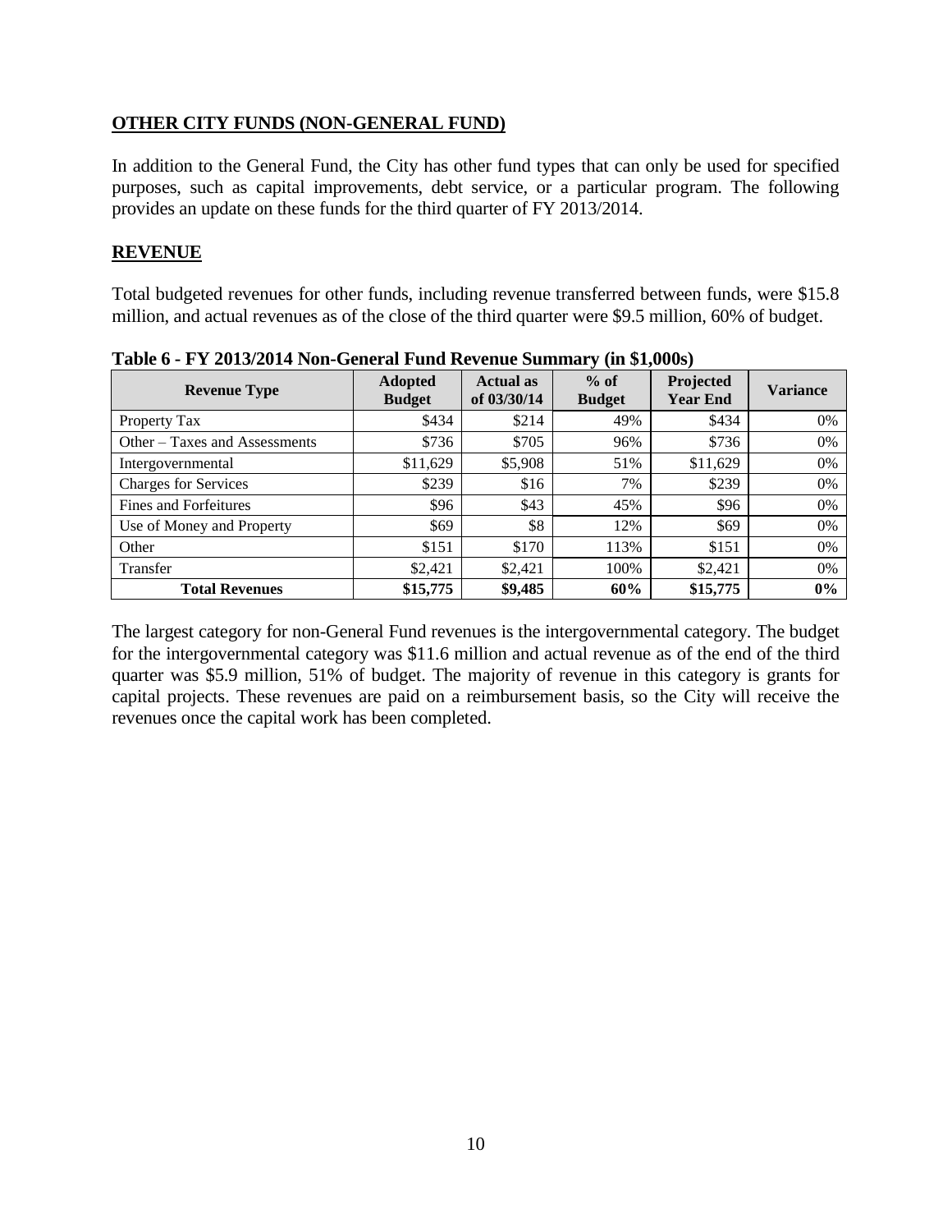## OTHER CITY FUNDS (NON-GENERAL FUND)

In addition to the General Fund, the City has other fund types that can only be used for specified purposes, such as capital improvements, debt service, or a particular program. The following provides an update on these funds for the third quarter of FY 2013/2014.

## REVENUE

Total budgeted revenues for other funds, including revenue transferred between funds, were $15.8 million, and actual revenues as of the close of the third quarter were $9.5 million, 60% of budget.

**Table 6 - FY 2013/2014 Non-General Fund Revenue Summary (in $1,000s)**

| Revenue Type | Adopted Budget | Actual as of 03/30/14 | % of Budget | Projected Year End | Variance |
|---|---|---|---|---|---|
| Property Tax | $434 | $214 | 49% | $434 | 0% |
| Other – Taxes and Assessments | $736 | $705 | 96% | $736 | 0% |
| Intergovernmental | $11,629 | $5,908 | 51% | $11,629 | 0% |
| Charges for Services | $239 | $16 | 7% | $239 | 0% |
| Fines and Forfeitures | $96 | $43 | 45% | $96 | 0% |
| Use of Money and Property | $69 | $8 | 12% | $69 | 0% |
| Other | $151 | $170 | 113% | $151 | 0% |
| Transfer | $2,421 | $2,421 | 100% | $2,421 | 0% |
| **Total Revenues** | **$15,775** | **$9,485** | **60%** | **$15,775** | **0%** |

The largest category for non-General Fund revenues is the intergovernmental category. The budget for the intergovernmental category was $11.6 million and actual revenue as of the end of the third quarter was $5.9 million, 51% of budget. The majority of revenue in this category is grants for capital projects. These revenues are paid on a reimbursement basis, so the City will receive the revenues once the capital work has been completed.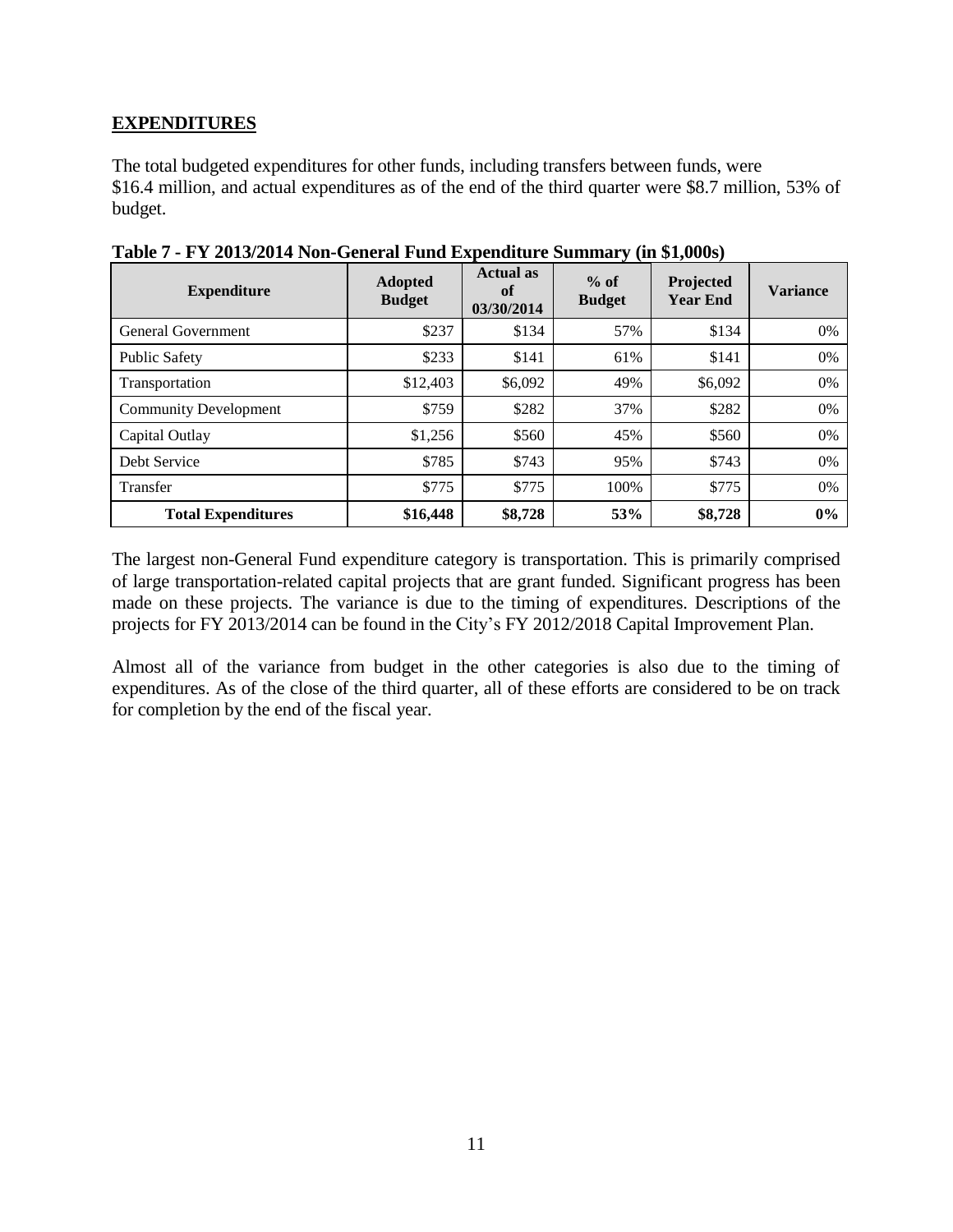## EXPENDITURES

The total budgeted expenditures for other funds, including transfers between funds, were $16.4 million, and actual expenditures as of the end of the third quarter were $8.7 million, 53% of budget.

**Table 7 - FY 2013/2014 Non-General Fund Expenditure Summary (in $1,000s)**

| Expenditure | Adopted Budget | Actual as of 03/30/2014 | % of Budget | Projected Year End | Variance |
|---|---|---|---|---|---|
| General Government | $237 | $134 | 57% | $134 | 0% |
| Public Safety | $233 | $141 | 61% | $141 | 0% |
| Transportation | $12,403 | $6,092 | 49% | $6,092 | 0% |
| Community Development | $759 | $282 | 37% | $282 | 0% |
| Capital Outlay | $1,256 | $560 | 45% | $560 | 0% |
| Debt Service | $785 | $743 | 95% | $743 | 0% |
| Transfer | $775 | $775 | 100% | $775 | 0% |
| **Total Expenditures** | **$16,448** | **$8,728** | **53%** | **$8,728** | **0%** |

The largest non-General Fund expenditure category is transportation. This is primarily comprised of large transportation-related capital projects that are grant funded. Significant progress has been made on these projects. The variance is due to the timing of expenditures. Descriptions of the projects for FY 2013/2014 can be found in the City's FY 2012/2018 Capital Improvement Plan.

Almost all of the variance from budget in the other categories is also due to the timing of expenditures. As of the close of the third quarter, all of these efforts are considered to be on track for completion by the end of the fiscal year.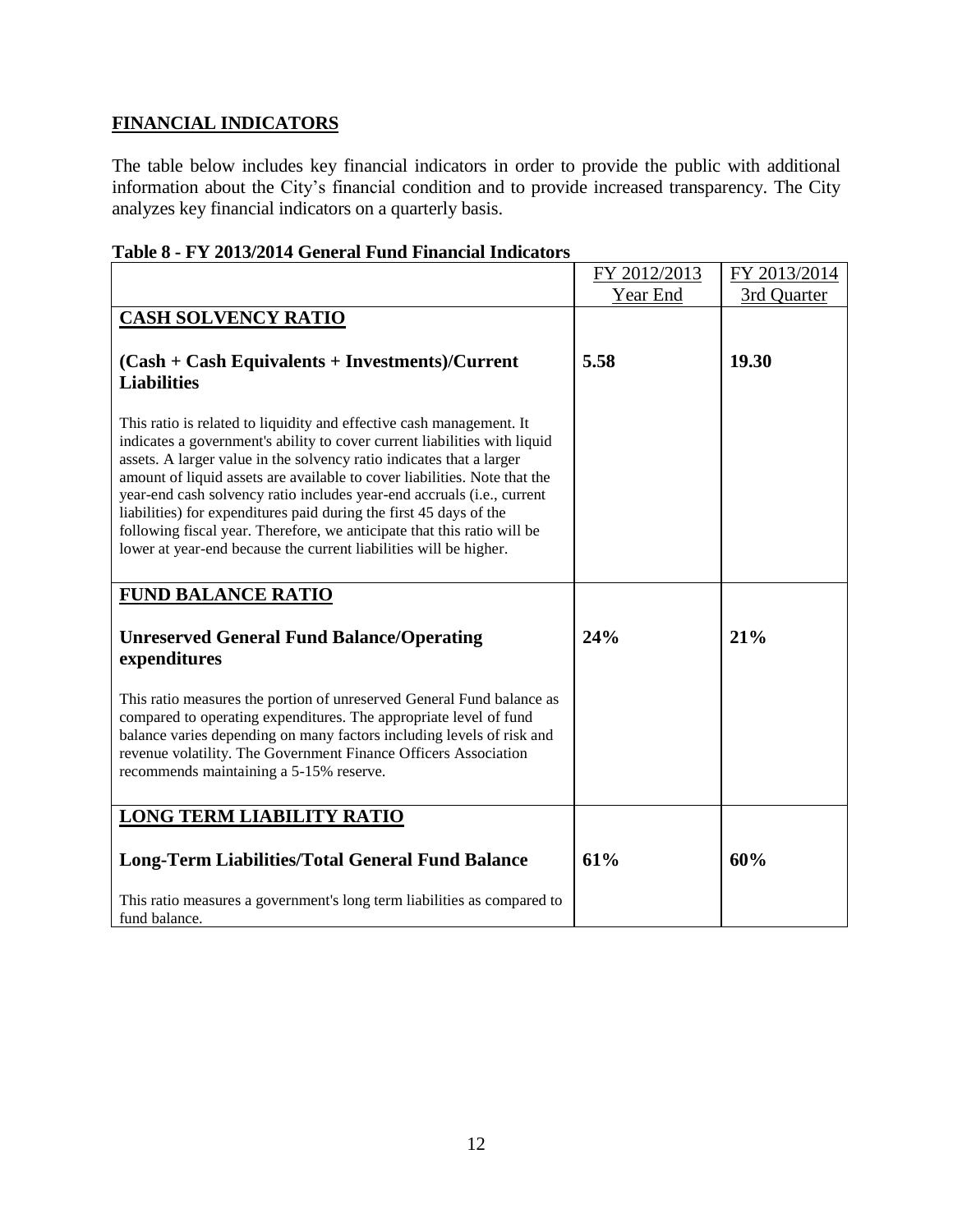## FINANCIAL INDICATORS

The table below includes key financial indicators in order to provide the public with additional information about the City's financial condition and to provide increased transparency. The City analyzes key financial indicators on a quarterly basis.

**Table 8 - FY 2013/2014 General Fund Financial Indicators**

| | FY 2012/2013 Year End | FY 2013/2014 3rd Quarter |
|---|---|---|
| **CASH SOLVENCY RATIO** | | |
| **(Cash + Cash Equivalents + Investments)/Current Liabilities** | **5.58** | **19.30** |
| This ratio is related to liquidity and effective cash management. It indicates a government's ability to cover current liabilities with liquid assets. A larger value in the solvency ratio indicates that a larger amount of liquid assets are available to cover liabilities. Note that the year-end cash solvency ratio includes year-end accruals (i.e., current liabilities) for expenditures paid during the first 45 days of the following fiscal year. Therefore, we anticipate that this ratio will be lower at year-end because the current liabilities will be higher. | | |
| **FUND BALANCE RATIO** | | |
| **Unreserved General Fund Balance/Operating expenditures** | **24%** | **21%** |
| This ratio measures the portion of unreserved General Fund balance as compared to operating expenditures. The appropriate level of fund balance varies depending on many factors including levels of risk and revenue volatility. The Government Finance Officers Association recommends maintaining a 5-15% reserve. | | |
| **LONG TERM LIABILITY RATIO** | | |
| **Long-Term Liabilities/Total General Fund Balance** | **61%** | **60%** |
| This ratio measures a government's long term liabilities as compared to fund balance. | | |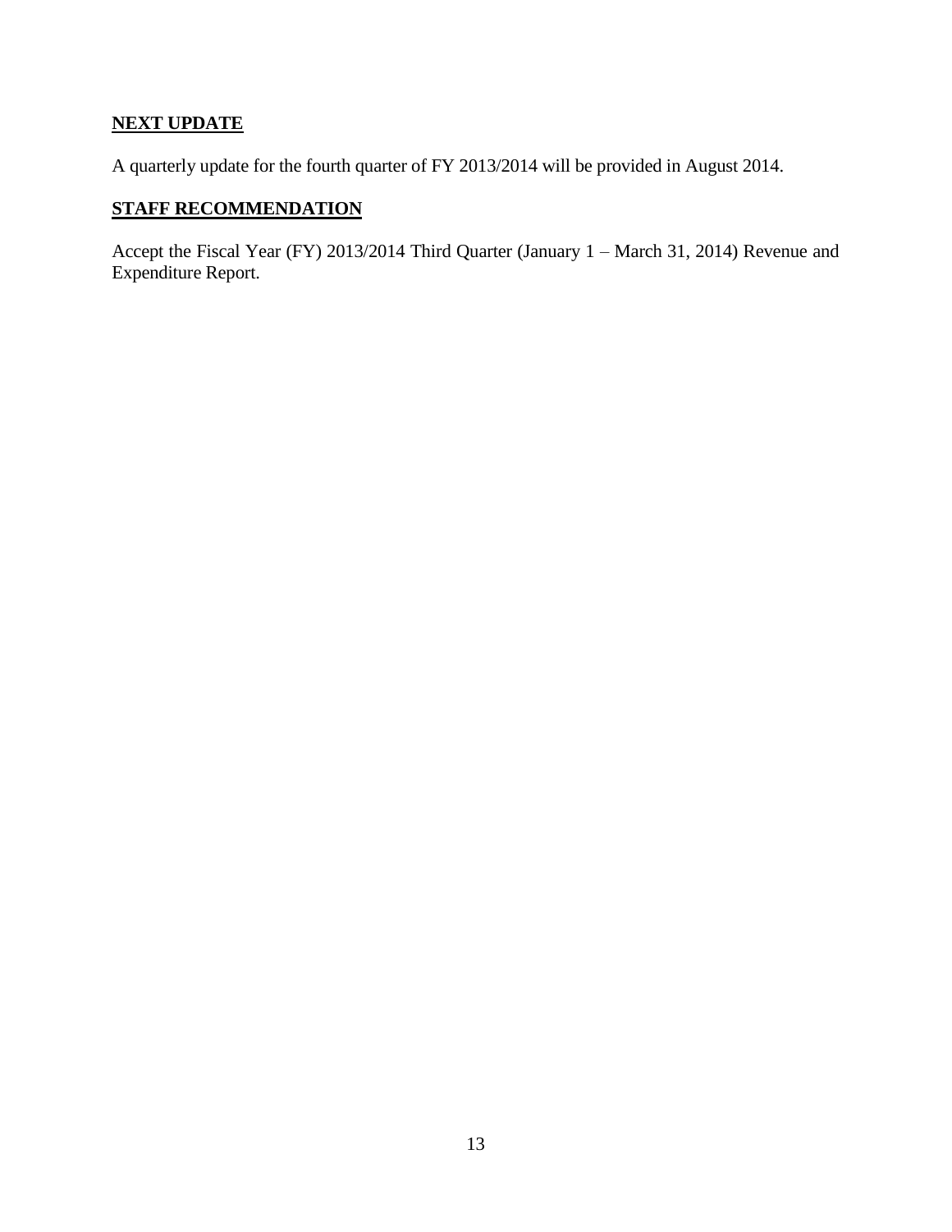## **NEXT UPDATE**

A quarterly update for the fourth quarter of FY 2013/2014 will be provided in August 2014.

## **STAFF RECOMMENDATION**

Accept the Fiscal Year (FY) 2013/2014 Third Quarter (January 1 – March 31, 2014) Revenue and Expenditure Report.